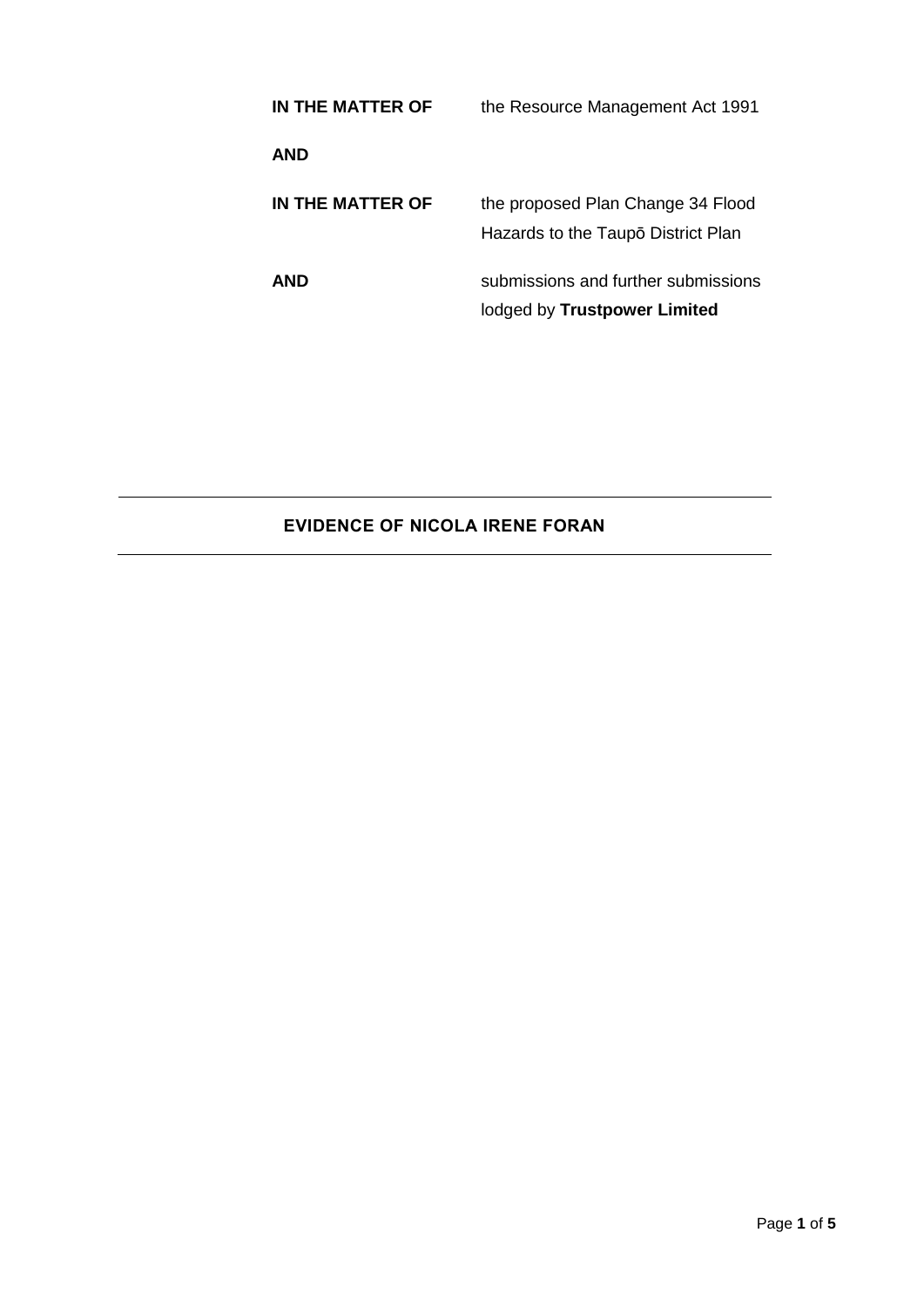| | |
|---|---|
| **IN THE MATTER OF** | the Resource Management Act 1991 |
| **AND** | |
| **IN THE MATTER OF** | the proposed Plan Change 34 Flood Hazards to the Taupō District Plan |
| **AND** | submissions and further submissions lodged by **Trustpower Limited** |

---

**EVIDENCE OF NICOLA IRENE FORAN**

---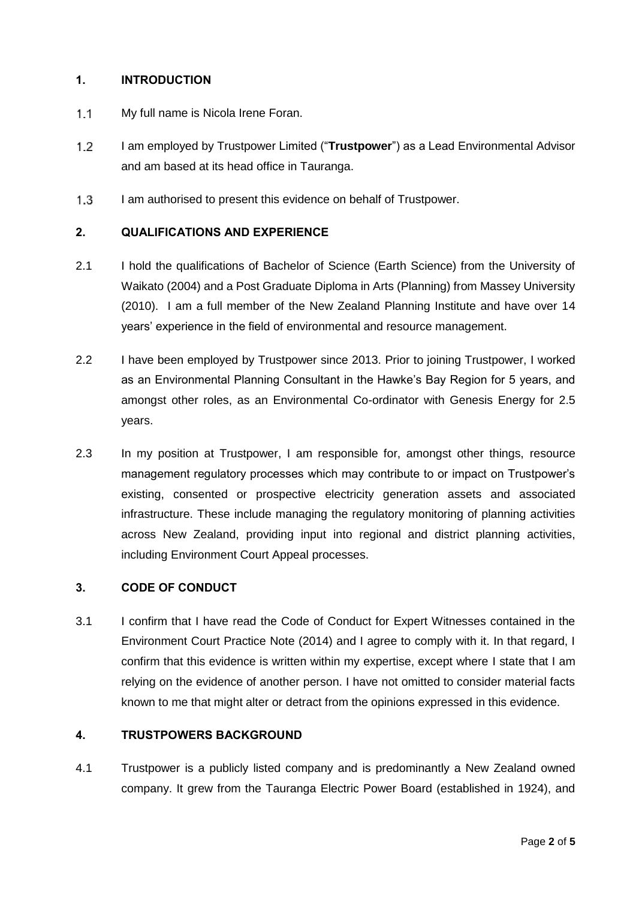## 1. INTRODUCTION

1.1 My full name is Nicola Irene Foran.

1.2 I am employed by Trustpower Limited ("**Trustpower**") as a Lead Environmental Advisor and am based at its head office in Tauranga.

1.3 I am authorised to present this evidence on behalf of Trustpower.

## 2. QUALIFICATIONS AND EXPERIENCE

2.1 I hold the qualifications of Bachelor of Science (Earth Science) from the University of Waikato (2004) and a Post Graduate Diploma in Arts (Planning) from Massey University (2010). I am a full member of the New Zealand Planning Institute and have over 14 years' experience in the field of environmental and resource management.

2.2 I have been employed by Trustpower since 2013. Prior to joining Trustpower, I worked as an Environmental Planning Consultant in the Hawke's Bay Region for 5 years, and amongst other roles, as an Environmental Co-ordinator with Genesis Energy for 2.5 years.

2.3 In my position at Trustpower, I am responsible for, amongst other things, resource management regulatory processes which may contribute to or impact on Trustpower's existing, consented or prospective electricity generation assets and associated infrastructure. These include managing the regulatory monitoring of planning activities across New Zealand, providing input into regional and district planning activities, including Environment Court Appeal processes.

## 3. CODE OF CONDUCT

3.1 I confirm that I have read the Code of Conduct for Expert Witnesses contained in the Environment Court Practice Note (2014) and I agree to comply with it. In that regard, I confirm that this evidence is written within my expertise, except where I state that I am relying on the evidence of another person. I have not omitted to consider material facts known to me that might alter or detract from the opinions expressed in this evidence.

## 4. TRUSTPOWERS BACKGROUND

4.1 Trustpower is a publicly listed company and is predominantly a New Zealand owned company. It grew from the Tauranga Electric Power Board (established in 1924), and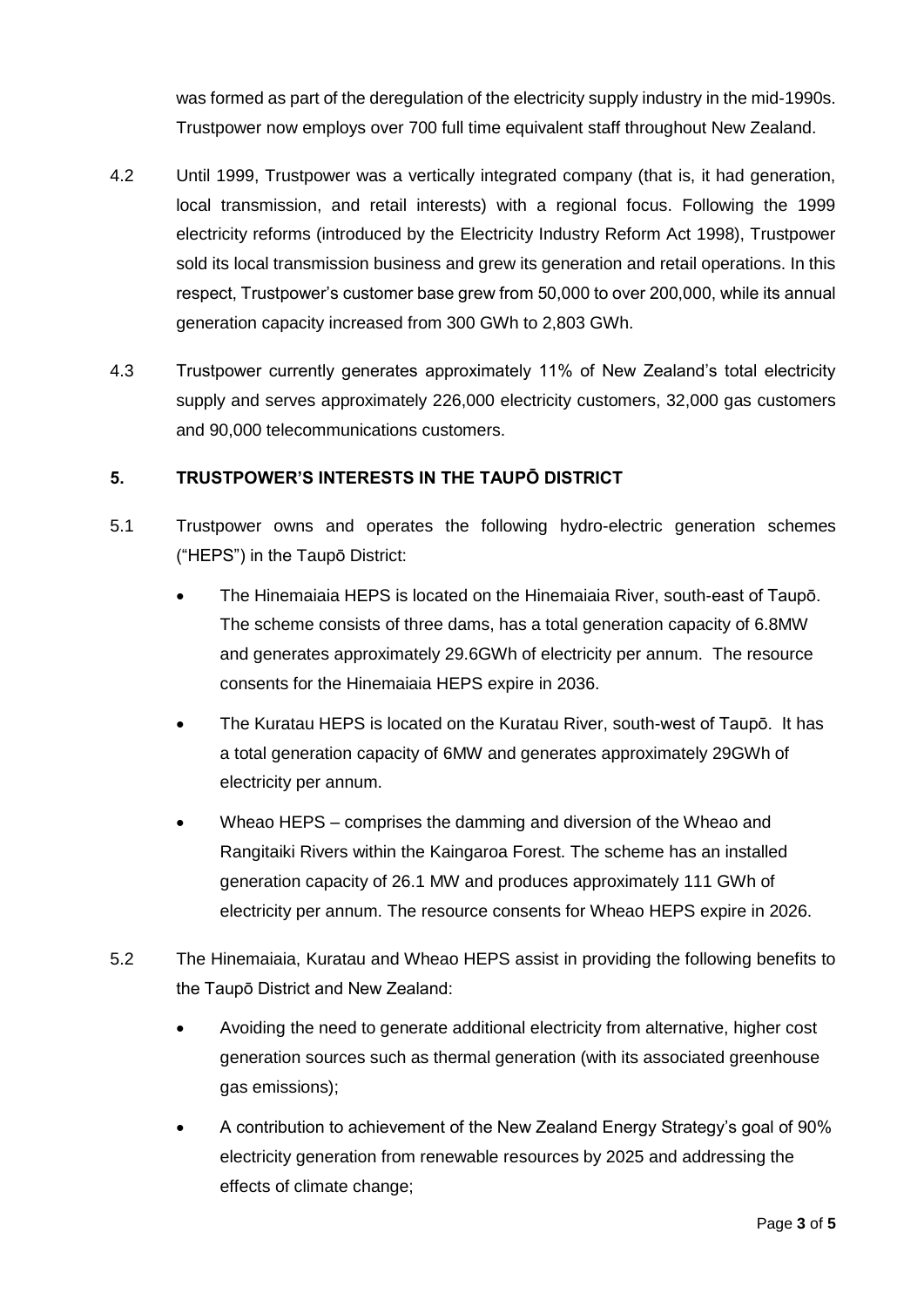was formed as part of the deregulation of the electricity supply industry in the mid-1990s. Trustpower now employs over 700 full time equivalent staff throughout New Zealand.

4.2 Until 1999, Trustpower was a vertically integrated company (that is, it had generation, local transmission, and retail interests) with a regional focus. Following the 1999 electricity reforms (introduced by the Electricity Industry Reform Act 1998), Trustpower sold its local transmission business and grew its generation and retail operations. In this respect, Trustpower's customer base grew from 50,000 to over 200,000, while its annual generation capacity increased from 300 GWh to 2,803 GWh.

4.3 Trustpower currently generates approximately 11% of New Zealand's total electricity supply and serves approximately 226,000 electricity customers, 32,000 gas customers and 90,000 telecommunications customers.

## 5. TRUSTPOWER'S INTERESTS IN THE TAUPŌ DISTRICT

5.1 Trustpower owns and operates the following hydro-electric generation schemes ("HEPS") in the Taupō District:

- The Hinemaiaia HEPS is located on the Hinemaiaia River, south-east of Taupō. The scheme consists of three dams, has a total generation capacity of 6.8MW and generates approximately 29.6GWh of electricity per annum. The resource consents for the Hinemaiaia HEPS expire in 2036.
- The Kuratau HEPS is located on the Kuratau River, south-west of Taupō. It has a total generation capacity of 6MW and generates approximately 29GWh of electricity per annum.
- Wheao HEPS – comprises the damming and diversion of the Wheao and Rangitaiki Rivers within the Kaingaroa Forest. The scheme has an installed generation capacity of 26.1 MW and produces approximately 111 GWh of electricity per annum. The resource consents for Wheao HEPS expire in 2026.

5.2 The Hinemaiaia, Kuratau and Wheao HEPS assist in providing the following benefits to the Taupō District and New Zealand:

- Avoiding the need to generate additional electricity from alternative, higher cost generation sources such as thermal generation (with its associated greenhouse gas emissions);
- A contribution to achievement of the New Zealand Energy Strategy's goal of 90% electricity generation from renewable resources by 2025 and addressing the effects of climate change;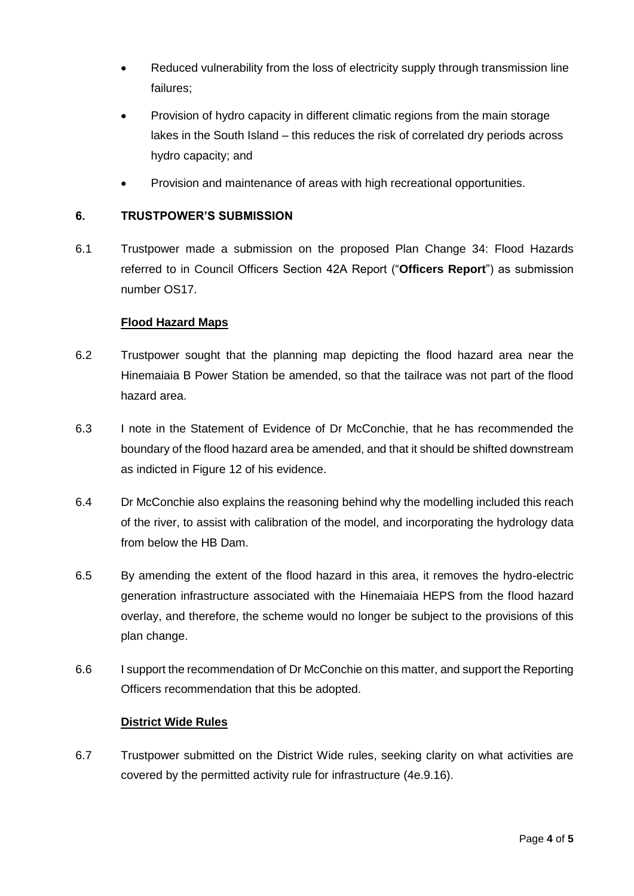- Reduced vulnerability from the loss of electricity supply through transmission line failures;
- Provision of hydro capacity in different climatic regions from the main storage lakes in the South Island – this reduces the risk of correlated dry periods across hydro capacity; and
- Provision and maintenance of areas with high recreational opportunities.

## 6. TRUSTPOWER'S SUBMISSION

6.1 Trustpower made a submission on the proposed Plan Change 34: Flood Hazards referred to in Council Officers Section 42A Report ("**Officers Report**") as submission number OS17.

**Flood Hazard Maps**

6.2 Trustpower sought that the planning map depicting the flood hazard area near the Hinemaiaia B Power Station be amended, so that the tailrace was not part of the flood hazard area.

6.3 I note in the Statement of Evidence of Dr McConchie, that he has recommended the boundary of the flood hazard area be amended, and that it should be shifted downstream as indicted in Figure 12 of his evidence.

6.4 Dr McConchie also explains the reasoning behind why the modelling included this reach of the river, to assist with calibration of the model, and incorporating the hydrology data from below the HB Dam.

6.5 By amending the extent of the flood hazard in this area, it removes the hydro-electric generation infrastructure associated with the Hinemaiaia HEPS from the flood hazard overlay, and therefore, the scheme would no longer be subject to the provisions of this plan change.

6.6 I support the recommendation of Dr McConchie on this matter, and support the Reporting Officers recommendation that this be adopted.

**District Wide Rules**

6.7 Trustpower submitted on the District Wide rules, seeking clarity on what activities are covered by the permitted activity rule for infrastructure (4e.9.16).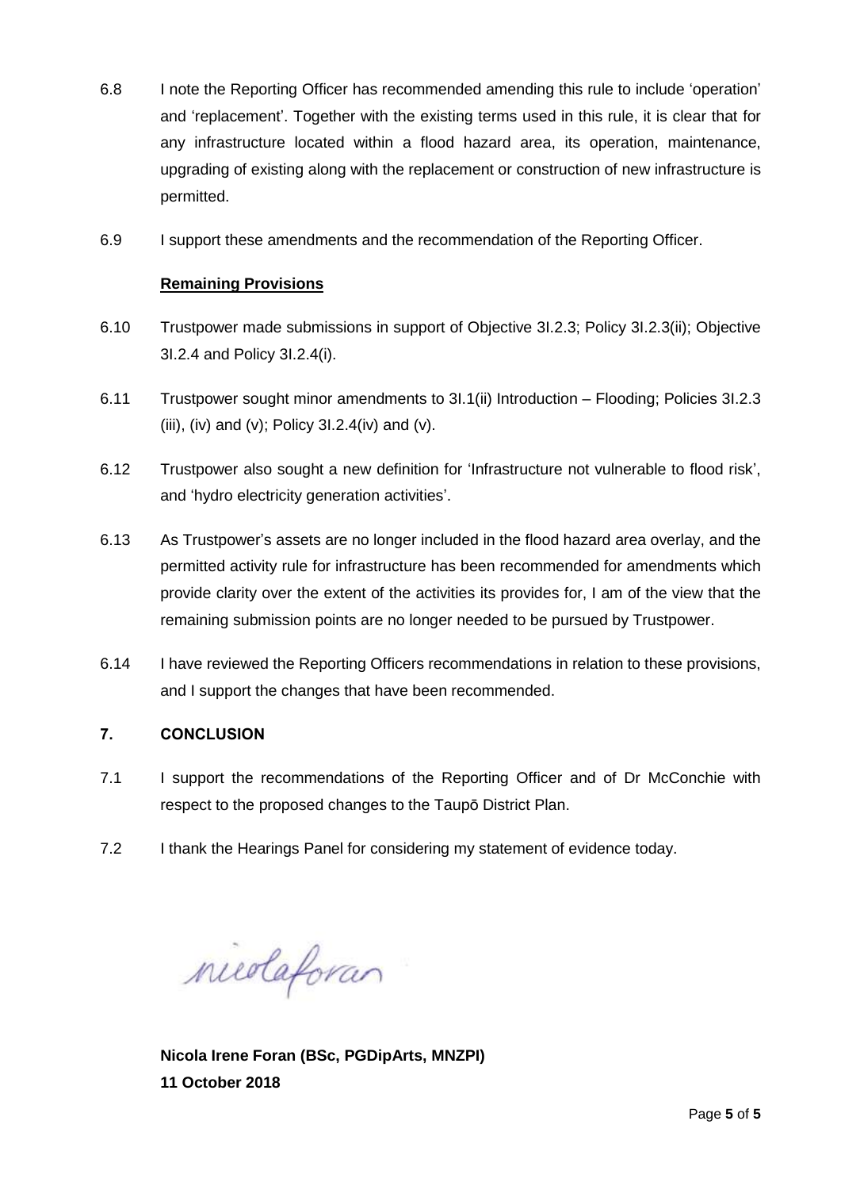6.8 I note the Reporting Officer has recommended amending this rule to include 'operation' and 'replacement'. Together with the existing terms used in this rule, it is clear that for any infrastructure located within a flood hazard area, its operation, maintenance, upgrading of existing along with the replacement or construction of new infrastructure is permitted.

6.9 I support these amendments and the recommendation of the Reporting Officer.

**Remaining Provisions**

6.10 Trustpower made submissions in support of Objective 3I.2.3; Policy 3I.2.3(ii); Objective 3I.2.4 and Policy 3I.2.4(i).

6.11 Trustpower sought minor amendments to 3I.1(ii) Introduction – Flooding; Policies 3I.2.3 (iii), (iv) and (v); Policy 3I.2.4(iv) and (v).

6.12 Trustpower also sought a new definition for 'Infrastructure not vulnerable to flood risk', and 'hydro electricity generation activities'.

6.13 As Trustpower's assets are no longer included in the flood hazard area overlay, and the permitted activity rule for infrastructure has been recommended for amendments which provide clarity over the extent of the activities its provides for, I am of the view that the remaining submission points are no longer needed to be pursued by Trustpower.

6.14 I have reviewed the Reporting Officers recommendations in relation to these provisions, and I support the changes that have been recommended.

## 7. CONCLUSION

7.1 I support the recommendations of the Reporting Officer and of Dr McConchie with respect to the proposed changes to the Taupō District Plan.

7.2 I thank the Hearings Panel for considering my statement of evidence today.

nicolaforan

**Nicola Irene Foran (BSc, PGDipArts, MNZPI)**
**11 October 2018**